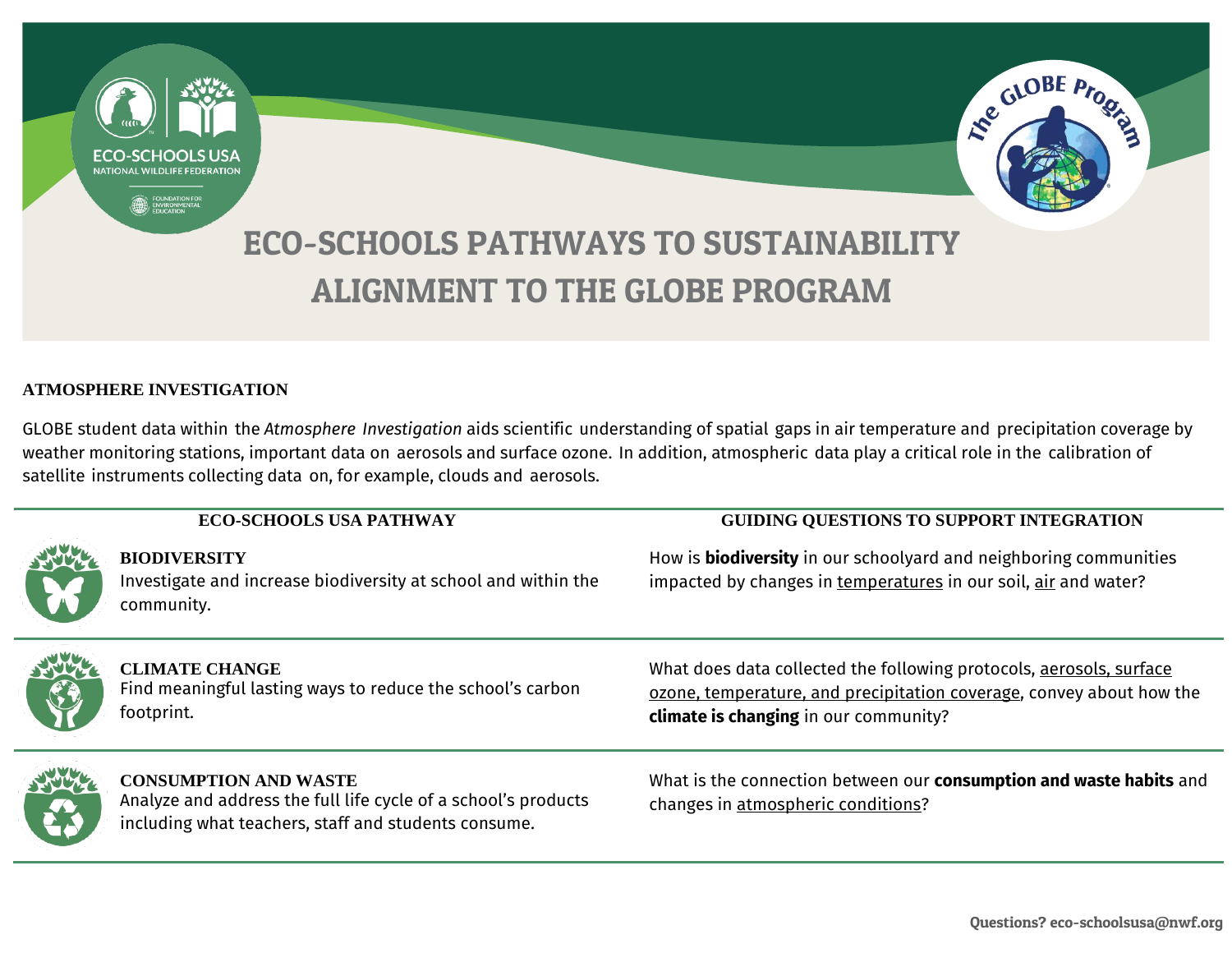# ECO-SCHOOLS PATHWAYS TO SUSTAINABILITY ALIGNMENT TO THE GLOBE PROGRAM

## ATMOSPHERE INVESTIGATION

GLOBE student data within the *Atmosphere Investigation* aids scientific understanding of spatial gaps in air temperature and precipitation coverage by weather monitoring stations, important data on aerosols and surface ozone. In addition, atmospheric data play a critical role in the calibration of satellite instruments collecting data on, for example, clouds and aerosols.

| ECO-SCHOOLS USA PATHWAY | GUIDING QUESTIONS TO SUPPORT INTEGRATION |
|---|---|
| **BIODIVERSITY**<br>Investigate and increase biodiversity at school and within the community. | How is **biodiversity** in our schoolyard and neighboring communities impacted by changes in temperatures in our soil, air and water? |
| **CLIMATE CHANGE**<br>Find meaningful lasting ways to reduce the school's carbon footprint. | What does data collected the following protocols, aerosols, surface ozone, temperature, and precipitation coverage, convey about how the **climate is changing** in our community? |
| **CONSUMPTION AND WASTE**<br>Analyze and address the full life cycle of a school's products including what teachers, staff and students consume. | What is the connection between our **consumption and waste habits** and changes in atmospheric conditions? |

Questions? eco-schoolsusa@nwf.org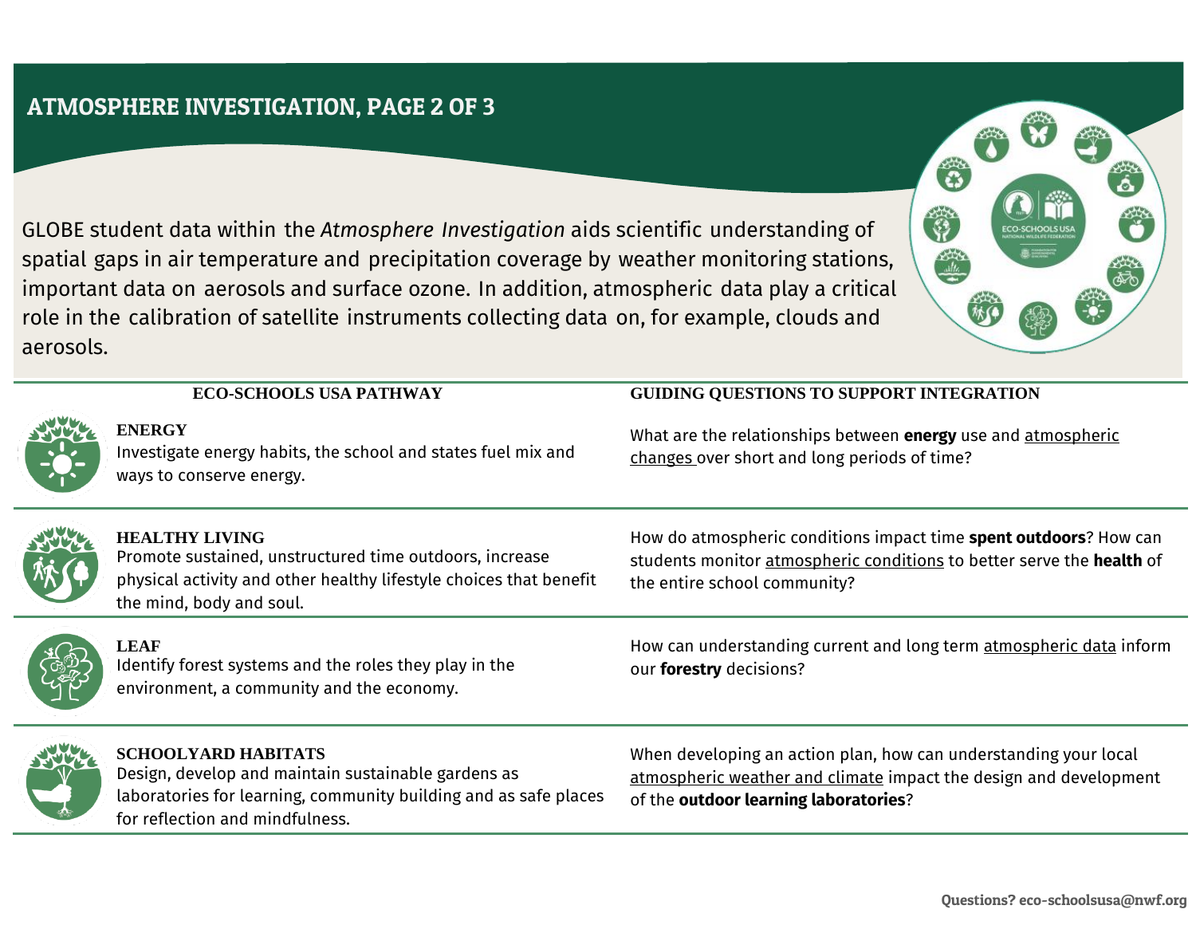# ATMOSPHERE INVESTIGATION, PAGE 2 OF 3

GLOBE student data within the *Atmosphere Investigation* aids scientific understanding of spatial gaps in air temperature and precipitation coverage by weather monitoring stations, important data on aerosols and surface ozone. In addition, atmospheric data play a critical role in the calibration of satellite instruments collecting data on, for example, clouds and aerosols.

| ECO-SCHOOLS USA PATHWAY | GUIDING QUESTIONS TO SUPPORT INTEGRATION |
|---|---|
| **ENERGY**<br>Investigate energy habits, the school and states fuel mix and ways to conserve energy. | What are the relationships between **energy** use and atmospheric changes over short and long periods of time? |
| **HEALTHY LIVING**<br>Promote sustained, unstructured time outdoors, increase physical activity and other healthy lifestyle choices that benefit the mind, body and soul. | How do atmospheric conditions impact time **spent outdoors**? How can students monitor atmospheric conditions to better serve the **health** of the entire school community? |
| **LEAF**<br>Identify forest systems and the roles they play in the environment, a community and the economy. | How can understanding current and long term atmospheric data inform our **forestry** decisions? |
| **SCHOOLYARD HABITATS**<br>Design, develop and maintain sustainable gardens as laboratories for learning, community building and as safe places for reflection and mindfulness. | When developing an action plan, how can understanding your local atmospheric weather and climate impact the design and development of the **outdoor learning laboratories**? |

**Questions? eco-schoolsusa@nwf.org**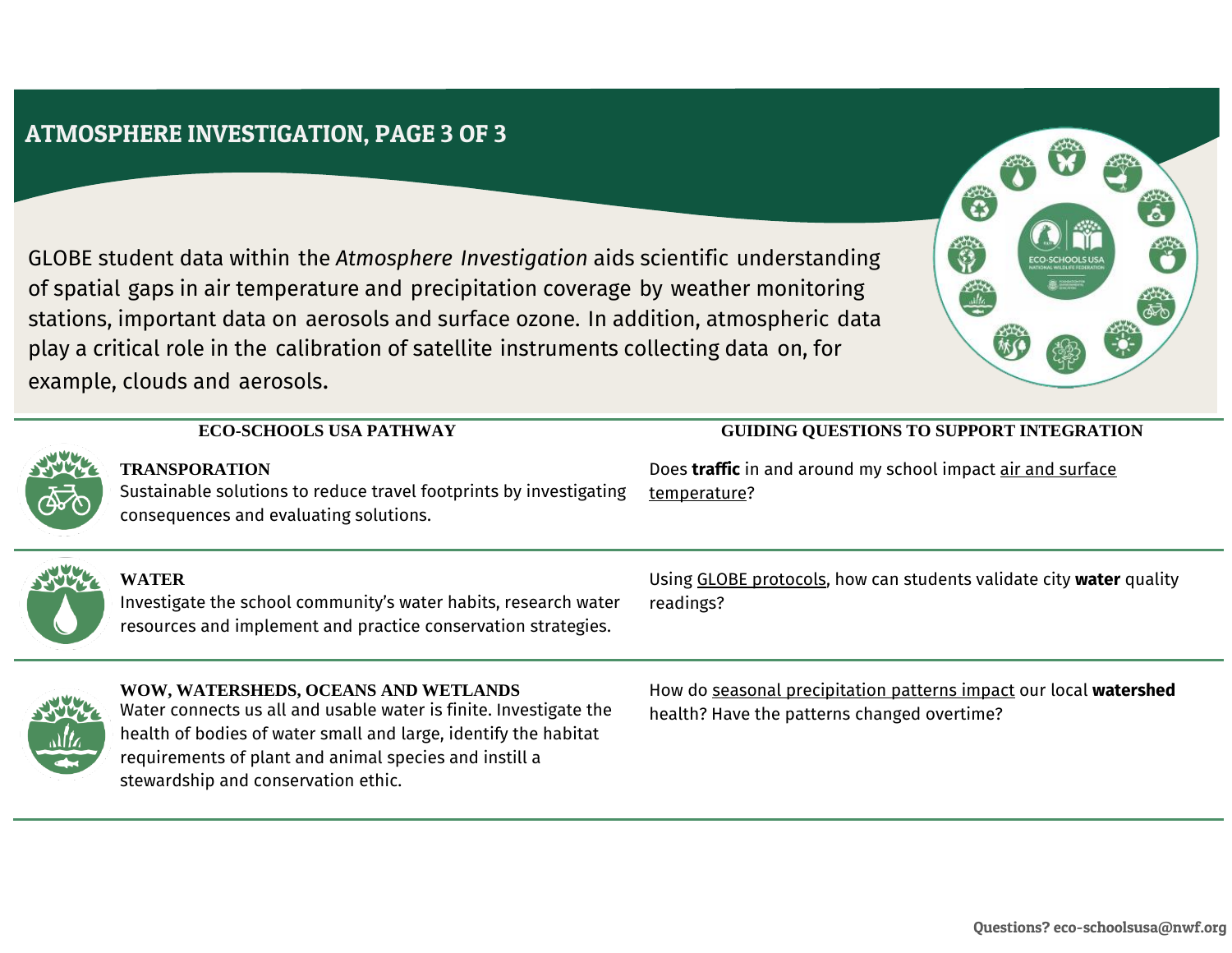# ATMOSPHERE INVESTIGATION, PAGE 3 OF 3

GLOBE student data within the *Atmosphere Investigation* aids scientific understanding of spatial gaps in air temperature and precipitation coverage by weather monitoring stations, important data on aerosols and surface ozone. In addition, atmospheric data play a critical role in the calibration of satellite instruments collecting data on, for example, clouds and aerosols.

| ECO-SCHOOLS USA PATHWAY | GUIDING QUESTIONS TO SUPPORT INTEGRATION |
|---|---|
| **TRANSPORATION**<br>Sustainable solutions to reduce travel footprints by investigating consequences and evaluating solutions. | Does **traffic** in and around my school impact air and surface temperature? |
| **WATER**<br>Investigate the school community's water habits, research water resources and implement and practice conservation strategies. | Using GLOBE protocols, how can students validate city **water** quality readings? |
| **WOW, WATERSHEDS, OCEANS AND WETLANDS**<br>Water connects us all and usable water is finite. Investigate the health of bodies of water small and large, identify the habitat requirements of plant and animal species and instill a stewardship and conservation ethic. | How do seasonal precipitation patterns impact our local **watershed** health? Have the patterns changed overtime? |

Questions? eco-schoolsusa@nwf.org